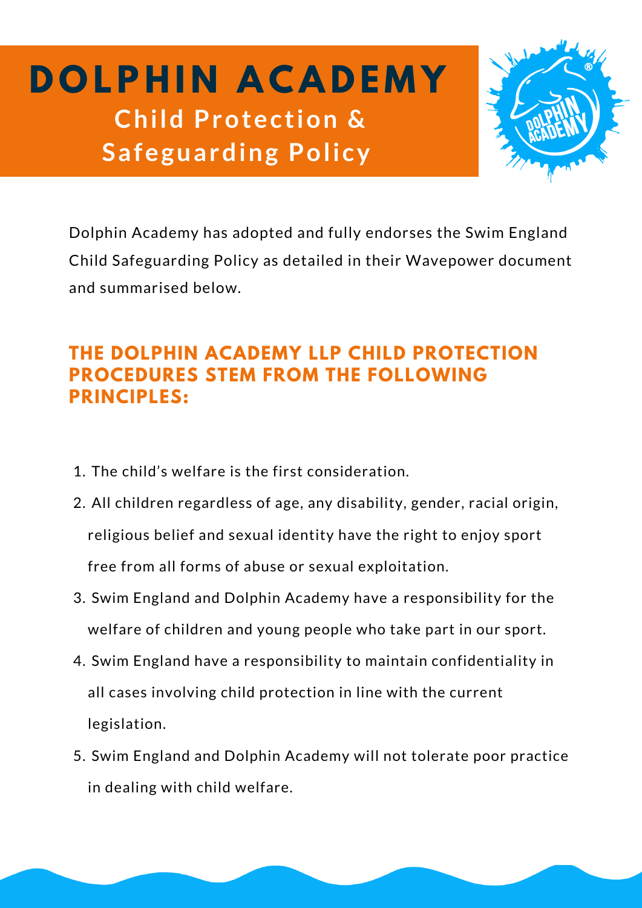# DOLPHIN ACADEMY

## Child Protection & Safeguarding Policy

Dolphin Academy has adopted and fully endorses the Swim England Child Safeguarding Policy as detailed in their Wavepower document and summarised below.

### THE DOLPHIN ACADEMY LLP CHILD PROTECTION PROCEDURES STEM FROM THE FOLLOWING PRINCIPLES:

1. The child's welfare is the first consideration.
2. All children regardless of age, any disability, gender, racial origin, religious belief and sexual identity have the right to enjoy sport free from all forms of abuse or sexual exploitation.
3. Swim England and Dolphin Academy have a responsibility for the welfare of children and young people who take part in our sport.
4. Swim England have a responsibility to maintain confidentiality in all cases involving child protection in line with the current legislation.
5. Swim England and Dolphin Academy will not tolerate poor practice in dealing with child welfare.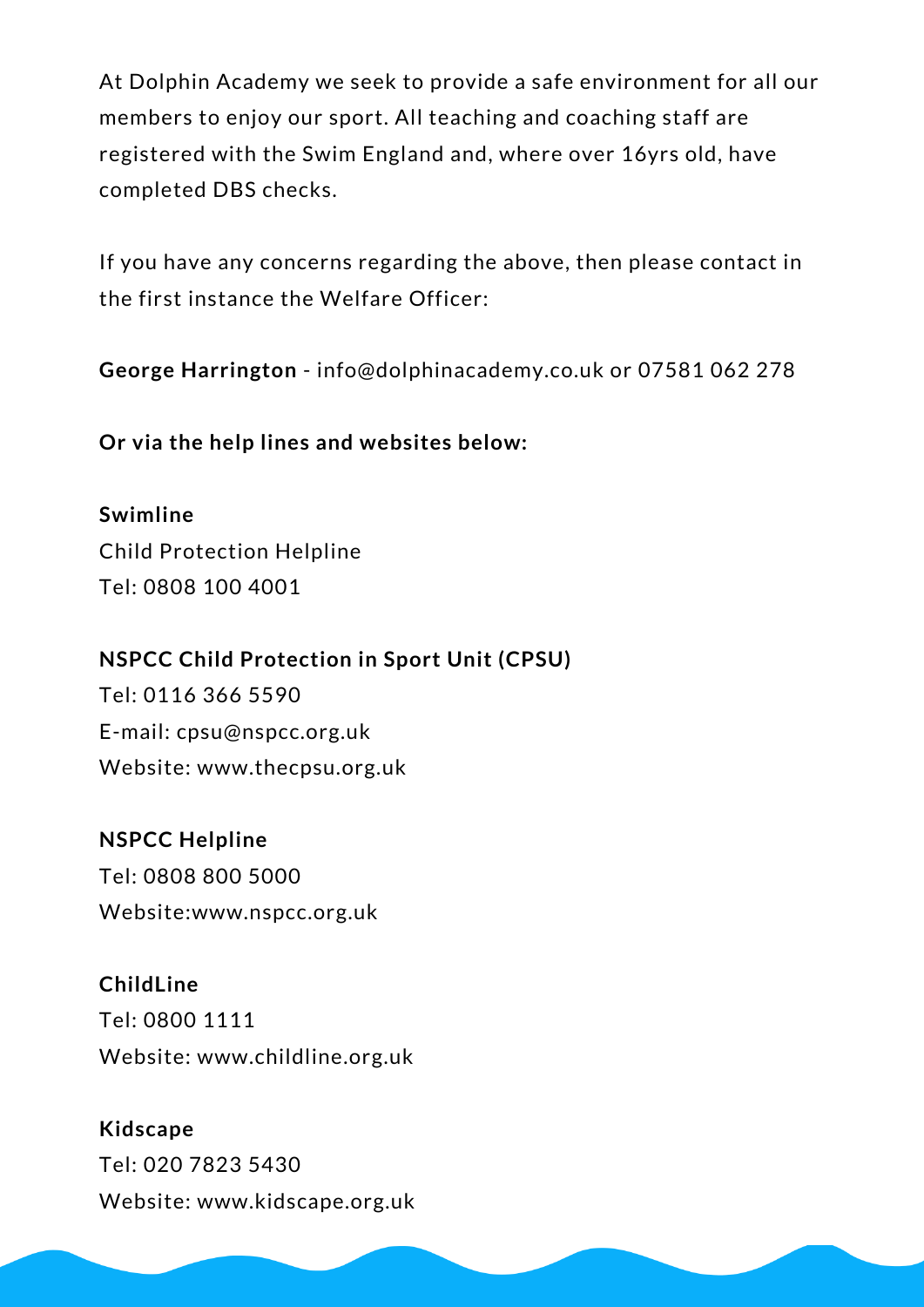At Dolphin Academy we seek to provide a safe environment for all our members to enjoy our sport. All teaching and coaching staff are registered with the Swim England and, where over 16yrs old, have completed DBS checks.

If you have any concerns regarding the above, then please contact in the first instance the Welfare Officer:

**George Harrington** - info@dolphinacademy.co.uk or 07581 062 278

**Or via the help lines and websites below:**

**Swimline**
Child Protection Helpline
Tel: 0808 100 4001

**NSPCC Child Protection in Sport Unit (CPSU)**
Tel: 0116 366 5590
E-mail: cpsu@nspcc.org.uk
Website: www.thecpsu.org.uk

**NSPCC Helpline**
Tel: 0808 800 5000
Website:www.nspcc.org.uk

**ChildLine**
Tel: 0800 1111
Website: www.childline.org.uk

**Kidscape**
Tel: 020 7823 5430
Website: www.kidscape.org.uk